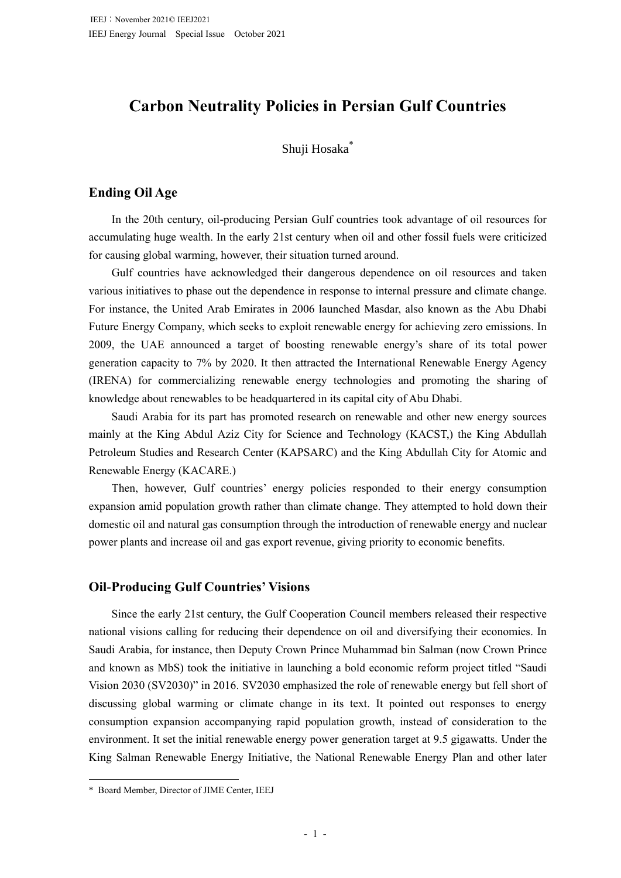# Carbon Neutrality Policies in Persian Gulf Countries

Shuji Hosaka*

## Ending Oil Age

In the 20th century, oil-producing Persian Gulf countries took advantage of oil resources for accumulating huge wealth. In the early 21st century when oil and other fossil fuels were criticized for causing global warming, however, their situation turned around.

Gulf countries have acknowledged their dangerous dependence on oil resources and taken various initiatives to phase out the dependence in response to internal pressure and climate change. For instance, the United Arab Emirates in 2006 launched Masdar, also known as the Abu Dhabi Future Energy Company, which seeks to exploit renewable energy for achieving zero emissions. In 2009, the UAE announced a target of boosting renewable energy's share of its total power generation capacity to 7% by 2020. It then attracted the International Renewable Energy Agency (IRENA) for commercializing renewable energy technologies and promoting the sharing of knowledge about renewables to be headquartered in its capital city of Abu Dhabi.

Saudi Arabia for its part has promoted research on renewable and other new energy sources mainly at the King Abdul Aziz City for Science and Technology (KACST,) the King Abdullah Petroleum Studies and Research Center (KAPSARC) and the King Abdullah City for Atomic and Renewable Energy (KACARE.)

Then, however, Gulf countries' energy policies responded to their energy consumption expansion amid population growth rather than climate change. They attempted to hold down their domestic oil and natural gas consumption through the introduction of renewable energy and nuclear power plants and increase oil and gas export revenue, giving priority to economic benefits.

## Oil-Producing Gulf Countries' Visions

Since the early 21st century, the Gulf Cooperation Council members released their respective national visions calling for reducing their dependence on oil and diversifying their economies. In Saudi Arabia, for instance, then Deputy Crown Prince Muhammad bin Salman (now Crown Prince and known as MbS) took the initiative in launching a bold economic reform project titled "Saudi Vision 2030 (SV2030)" in 2016. SV2030 emphasized the role of renewable energy but fell short of discussing global warming or climate change in its text. It pointed out responses to energy consumption expansion accompanying rapid population growth, instead of consideration to the environment. It set the initial renewable energy power generation target at 9.5 gigawatts. Under the King Salman Renewable Energy Initiative, the National Renewable Energy Plan and other later

---

* Board Member, Director of JIME Center, IEEJ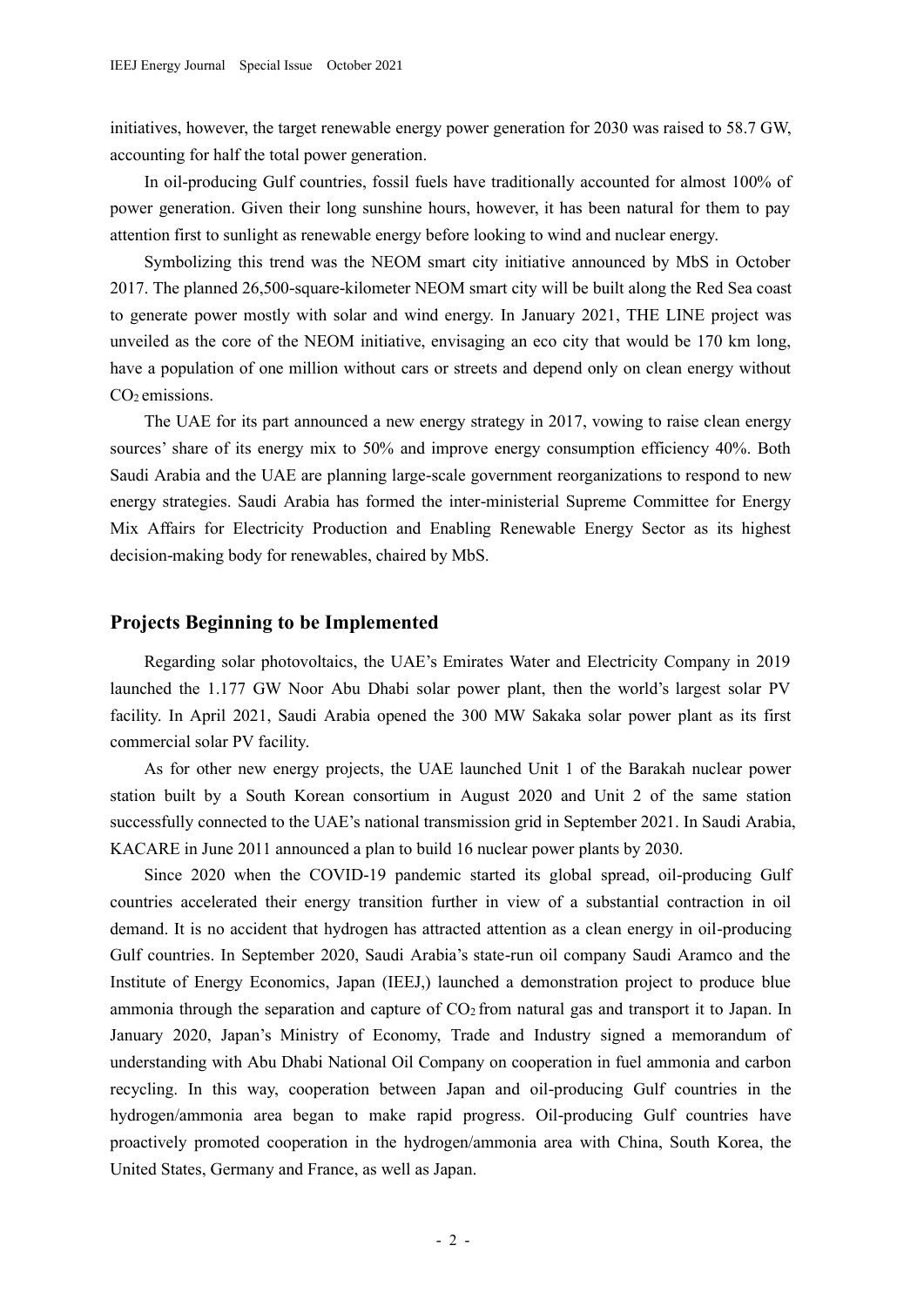initiatives, however, the target renewable energy power generation for 2030 was raised to 58.7 GW, accounting for half the total power generation.

In oil-producing Gulf countries, fossil fuels have traditionally accounted for almost 100% of power generation. Given their long sunshine hours, however, it has been natural for them to pay attention first to sunlight as renewable energy before looking to wind and nuclear energy.

Symbolizing this trend was the NEOM smart city initiative announced by MbS in October 2017. The planned 26,500-square-kilometer NEOM smart city will be built along the Red Sea coast to generate power mostly with solar and wind energy. In January 2021, THE LINE project was unveiled as the core of the NEOM initiative, envisaging an eco city that would be 170 km long, have a population of one million without cars or streets and depend only on clean energy without $CO_2$ emissions.

The UAE for its part announced a new energy strategy in 2017, vowing to raise clean energy sources' share of its energy mix to 50% and improve energy consumption efficiency 40%. Both Saudi Arabia and the UAE are planning large-scale government reorganizations to respond to new energy strategies. Saudi Arabia has formed the inter-ministerial Supreme Committee for Energy Mix Affairs for Electricity Production and Enabling Renewable Energy Sector as its highest decision-making body for renewables, chaired by MbS.

## Projects Beginning to be Implemented

Regarding solar photovoltaics, the UAE's Emirates Water and Electricity Company in 2019 launched the 1.177 GW Noor Abu Dhabi solar power plant, then the world's largest solar PV facility. In April 2021, Saudi Arabia opened the 300 MW Sakaka solar power plant as its first commercial solar PV facility.

As for other new energy projects, the UAE launched Unit 1 of the Barakah nuclear power station built by a South Korean consortium in August 2020 and Unit 2 of the same station successfully connected to the UAE's national transmission grid in September 2021. In Saudi Arabia, KACARE in June 2011 announced a plan to build 16 nuclear power plants by 2030.

Since 2020 when the COVID-19 pandemic started its global spread, oil-producing Gulf countries accelerated their energy transition further in view of a substantial contraction in oil demand. It is no accident that hydrogen has attracted attention as a clean energy in oil-producing Gulf countries. In September 2020, Saudi Arabia's state-run oil company Saudi Aramco and the Institute of Energy Economics, Japan (IEEJ,) launched a demonstration project to produce blue ammonia through the separation and capture of $CO_2$ from natural gas and transport it to Japan. In January 2020, Japan's Ministry of Economy, Trade and Industry signed a memorandum of understanding with Abu Dhabi National Oil Company on cooperation in fuel ammonia and carbon recycling. In this way, cooperation between Japan and oil-producing Gulf countries in the hydrogen/ammonia area began to make rapid progress. Oil-producing Gulf countries have proactively promoted cooperation in the hydrogen/ammonia area with China, South Korea, the United States, Germany and France, as well as Japan.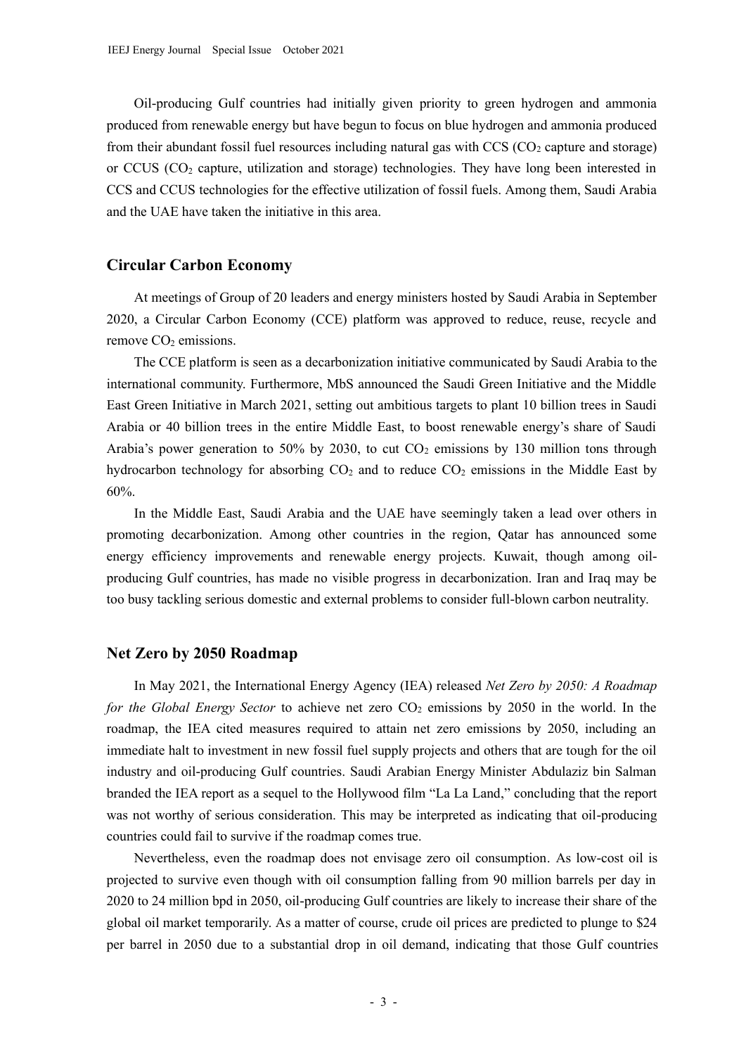Oil-producing Gulf countries had initially given priority to green hydrogen and ammonia produced from renewable energy but have begun to focus on blue hydrogen and ammonia produced from their abundant fossil fuel resources including natural gas with CCS ($CO_2$ capture and storage) or CCUS ($CO_2$ capture, utilization and storage) technologies. They have long been interested in CCS and CCUS technologies for the effective utilization of fossil fuels. Among them, Saudi Arabia and the UAE have taken the initiative in this area.

## Circular Carbon Economy

At meetings of Group of 20 leaders and energy ministers hosted by Saudi Arabia in September 2020, a Circular Carbon Economy (CCE) platform was approved to reduce, reuse, recycle and remove $CO_2$ emissions.

The CCE platform is seen as a decarbonization initiative communicated by Saudi Arabia to the international community. Furthermore, MbS announced the Saudi Green Initiative and the Middle East Green Initiative in March 2021, setting out ambitious targets to plant 10 billion trees in Saudi Arabia or 40 billion trees in the entire Middle East, to boost renewable energy's share of Saudi Arabia's power generation to 50% by 2030, to cut $CO_2$ emissions by 130 million tons through hydrocarbon technology for absorbing $CO_2$ and to reduce $CO_2$ emissions in the Middle East by 60%.

In the Middle East, Saudi Arabia and the UAE have seemingly taken a lead over others in promoting decarbonization. Among other countries in the region, Qatar has announced some energy efficiency improvements and renewable energy projects. Kuwait, though among oil-producing Gulf countries, has made no visible progress in decarbonization. Iran and Iraq may be too busy tackling serious domestic and external problems to consider full-blown carbon neutrality.

## Net Zero by 2050 Roadmap

In May 2021, the International Energy Agency (IEA) released *Net Zero by 2050: A Roadmap for the Global Energy Sector* to achieve net zero $CO_2$ emissions by 2050 in the world. In the roadmap, the IEA cited measures required to attain net zero emissions by 2050, including an immediate halt to investment in new fossil fuel supply projects and others that are tough for the oil industry and oil-producing Gulf countries. Saudi Arabian Energy Minister Abdulaziz bin Salman branded the IEA report as a sequel to the Hollywood film "La La Land," concluding that the report was not worthy of serious consideration. This may be interpreted as indicating that oil-producing countries could fail to survive if the roadmap comes true.

Nevertheless, even the roadmap does not envisage zero oil consumption. As low-cost oil is projected to survive even though with oil consumption falling from 90 million barrels per day in 2020 to 24 million bpd in 2050, oil-producing Gulf countries are likely to increase their share of the global oil market temporarily. As a matter of course, crude oil prices are predicted to plunge to $24 per barrel in 2050 due to a substantial drop in oil demand, indicating that those Gulf countries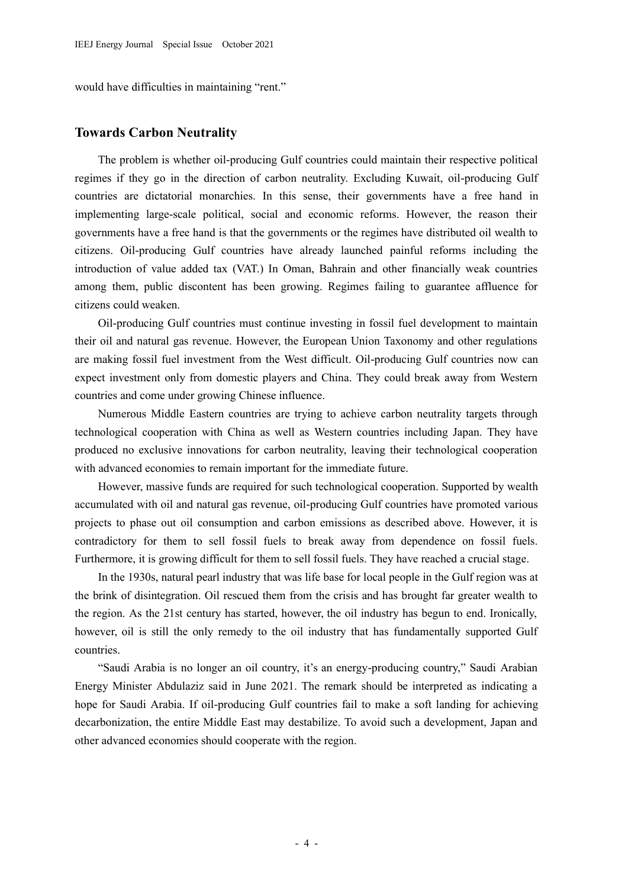would have difficulties in maintaining "rent."

## Towards Carbon Neutrality

The problem is whether oil-producing Gulf countries could maintain their respective political regimes if they go in the direction of carbon neutrality. Excluding Kuwait, oil-producing Gulf countries are dictatorial monarchies. In this sense, their governments have a free hand in implementing large-scale political, social and economic reforms. However, the reason their governments have a free hand is that the governments or the regimes have distributed oil wealth to citizens. Oil-producing Gulf countries have already launched painful reforms including the introduction of value added tax (VAT.) In Oman, Bahrain and other financially weak countries among them, public discontent has been growing. Regimes failing to guarantee affluence for citizens could weaken.

Oil-producing Gulf countries must continue investing in fossil fuel development to maintain their oil and natural gas revenue. However, the European Union Taxonomy and other regulations are making fossil fuel investment from the West difficult. Oil-producing Gulf countries now can expect investment only from domestic players and China. They could break away from Western countries and come under growing Chinese influence.

Numerous Middle Eastern countries are trying to achieve carbon neutrality targets through technological cooperation with China as well as Western countries including Japan. They have produced no exclusive innovations for carbon neutrality, leaving their technological cooperation with advanced economies to remain important for the immediate future.

However, massive funds are required for such technological cooperation. Supported by wealth accumulated with oil and natural gas revenue, oil-producing Gulf countries have promoted various projects to phase out oil consumption and carbon emissions as described above. However, it is contradictory for them to sell fossil fuels to break away from dependence on fossil fuels. Furthermore, it is growing difficult for them to sell fossil fuels. They have reached a crucial stage.

In the 1930s, natural pearl industry that was life base for local people in the Gulf region was at the brink of disintegration. Oil rescued them from the crisis and has brought far greater wealth to the region. As the 21st century has started, however, the oil industry has begun to end. Ironically, however, oil is still the only remedy to the oil industry that has fundamentally supported Gulf countries.

"Saudi Arabia is no longer an oil country, it's an energy-producing country," Saudi Arabian Energy Minister Abdulaziz said in June 2021. The remark should be interpreted as indicating a hope for Saudi Arabia. If oil-producing Gulf countries fail to make a soft landing for achieving decarbonization, the entire Middle East may destabilize. To avoid such a development, Japan and other advanced economies should cooperate with the region.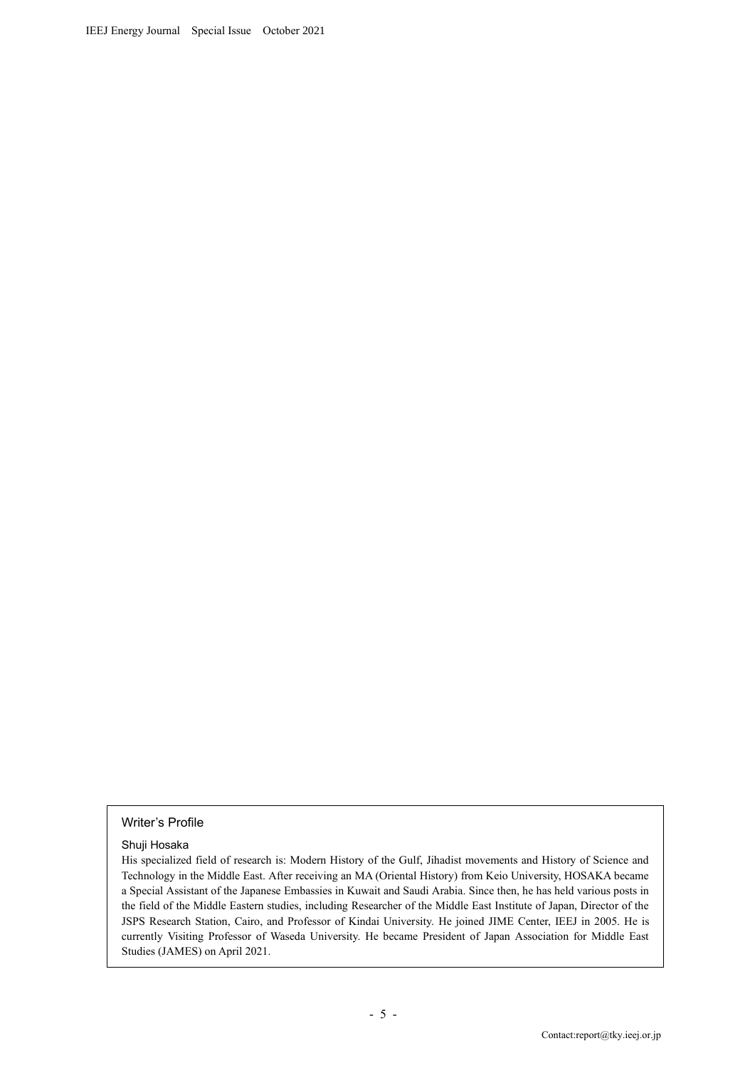### Writer's Profile

Shuji Hosaka

His specialized field of research is: Modern History of the Gulf, Jihadist movements and History of Science and Technology in the Middle East. After receiving an MA (Oriental History) from Keio University, HOSAKA became a Special Assistant of the Japanese Embassies in Kuwait and Saudi Arabia. Since then, he has held various posts in the field of the Middle Eastern studies, including Researcher of the Middle East Institute of Japan, Director of the JSPS Research Station, Cairo, and Professor of Kindai University. He joined JIME Center, IEEJ in 2005. He is currently Visiting Professor of Waseda University. He became President of Japan Association for Middle East Studies (JAMES) on April 2021.